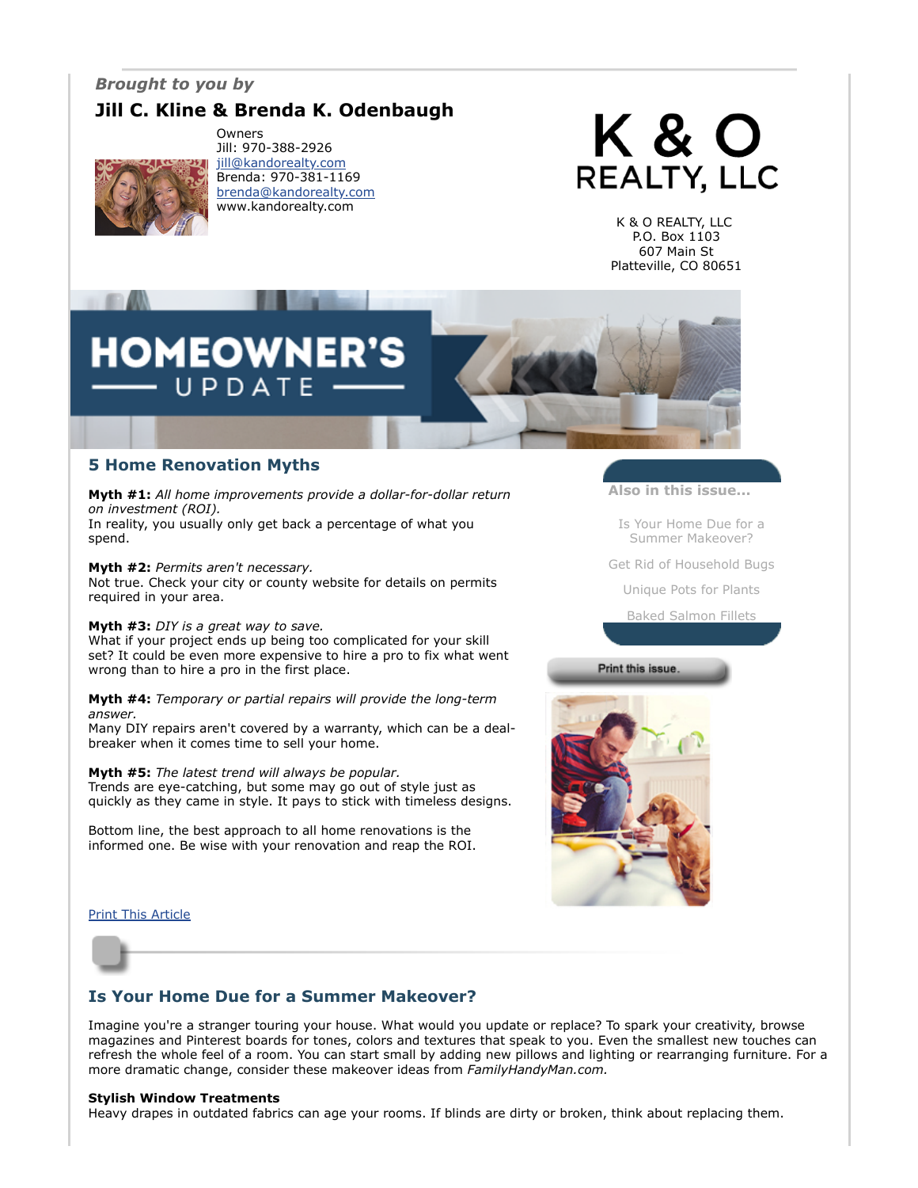*Brought to you by*

**Jill C. Kline & Brenda K. Odenbaugh**

Owners
Jill: 970-388-2926
jill@kandorealty.com
Brenda: 970-381-1169
brenda@kandorealty.com
www.kandorealty.com

K & O REALTY, LLC

K & O REALTY, LLC
P.O. Box 1103
607 Main St
Platteville, CO 80651

# HOMEOWNER'S UPDATE

## 5 Home Renovation Myths

**Myth #1:** *All home improvements provide a dollar-for-dollar return on investment (ROI).*
In reality, you usually only get back a percentage of what you spend.

**Myth #2:** *Permits aren't necessary.*
Not true. Check your city or county website for details on permits required in your area.

**Myth #3:** *DIY is a great way to save.*
What if your project ends up being too complicated for your skill set? It could be even more expensive to hire a pro to fix what went wrong than to hire a pro in the first place.

**Myth #4:** *Temporary or partial repairs will provide the long-term answer.*
Many DIY repairs aren't covered by a warranty, which can be a deal-breaker when it comes time to sell your home.

**Myth #5:** *The latest trend will always be popular.*
Trends are eye-catching, but some may go out of style just as quickly as they came in style. It pays to stick with timeless designs.

Bottom line, the best approach to all home renovations is the informed one. Be wise with your renovation and reap the ROI.

Print This Article

**Also in this issue...**

- Is Your Home Due for a Summer Makeover?
- Get Rid of Household Bugs
- Unique Pots for Plants
- Baked Salmon Fillets

Print this issue.

## Is Your Home Due for a Summer Makeover?

Imagine you're a stranger touring your house. What would you update or replace? To spark your creativity, browse magazines and Pinterest boards for tones, colors and textures that speak to you. Even the smallest new touches can refresh the whole feel of a room. You can start small by adding new pillows and lighting or rearranging furniture. For a more dramatic change, consider these makeover ideas from *FamilyHandyMan.com.*

**Stylish Window Treatments**
Heavy drapes in outdated fabrics can age your rooms. If blinds are dirty or broken, think about replacing them.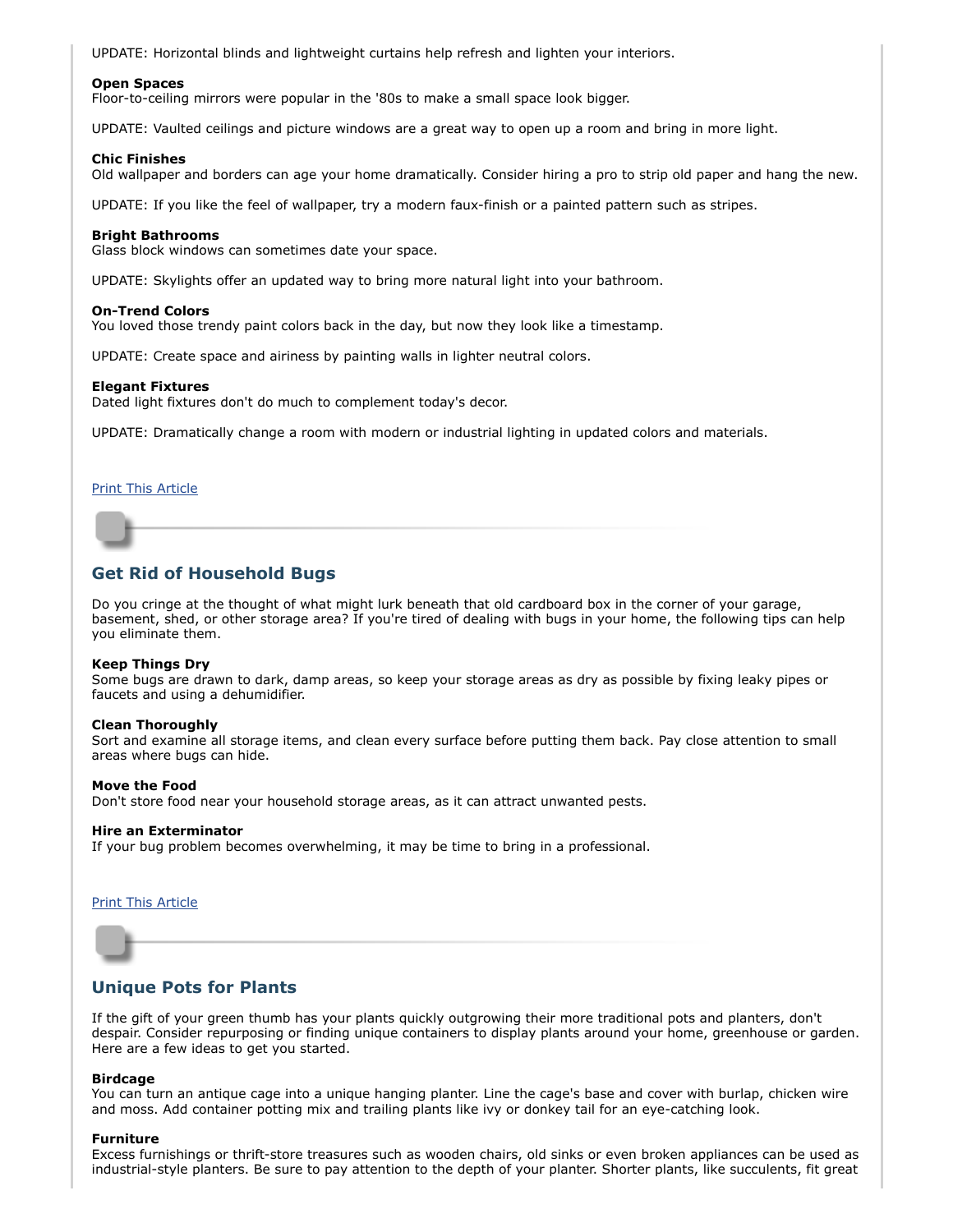UPDATE: Horizontal blinds and lightweight curtains help refresh and lighten your interiors.

**Open Spaces**
Floor-to-ceiling mirrors were popular in the '80s to make a small space look bigger.

UPDATE: Vaulted ceilings and picture windows are a great way to open up a room and bring in more light.

**Chic Finishes**
Old wallpaper and borders can age your home dramatically. Consider hiring a pro to strip old paper and hang the new.

UPDATE: If you like the feel of wallpaper, try a modern faux-finish or a painted pattern such as stripes.

**Bright Bathrooms**
Glass block windows can sometimes date your space.

UPDATE: Skylights offer an updated way to bring more natural light into your bathroom.

**On-Trend Colors**
You loved those trendy paint colors back in the day, but now they look like a timestamp.

UPDATE: Create space and airiness by painting walls in lighter neutral colors.

**Elegant Fixtures**
Dated light fixtures don't do much to complement today's decor.

UPDATE: Dramatically change a room with modern or industrial lighting in updated colors and materials.

Print This Article

## Get Rid of Household Bugs

Do you cringe at the thought of what might lurk beneath that old cardboard box in the corner of your garage, basement, shed, or other storage area? If you're tired of dealing with bugs in your home, the following tips can help you eliminate them.

**Keep Things Dry**
Some bugs are drawn to dark, damp areas, so keep your storage areas as dry as possible by fixing leaky pipes or faucets and using a dehumidifier.

**Clean Thoroughly**
Sort and examine all storage items, and clean every surface before putting them back. Pay close attention to small areas where bugs can hide.

**Move the Food**
Don't store food near your household storage areas, as it can attract unwanted pests.

**Hire an Exterminator**
If your bug problem becomes overwhelming, it may be time to bring in a professional.

Print This Article

## Unique Pots for Plants

If the gift of your green thumb has your plants quickly outgrowing their more traditional pots and planters, don't despair. Consider repurposing or finding unique containers to display plants around your home, greenhouse or garden. Here are a few ideas to get you started.

**Birdcage**
You can turn an antique cage into a unique hanging planter. Line the cage's base and cover with burlap, chicken wire and moss. Add container potting mix and trailing plants like ivy or donkey tail for an eye-catching look.

**Furniture**
Excess furnishings or thrift-store treasures such as wooden chairs, old sinks or even broken appliances can be used as industrial-style planters. Be sure to pay attention to the depth of your planter. Shorter plants, like succulents, fit great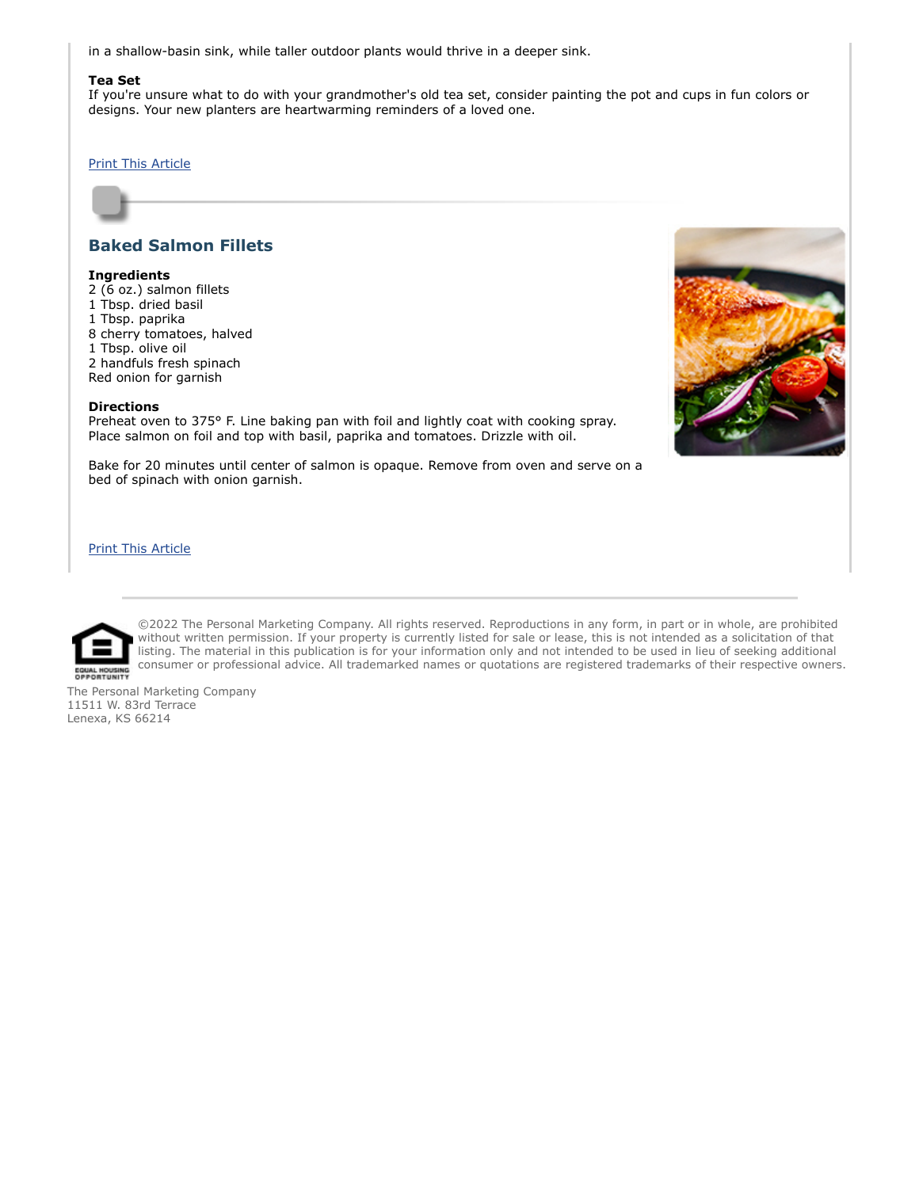in a shallow-basin sink, while taller outdoor plants would thrive in a deeper sink.

**Tea Set**
If you're unsure what to do with your grandmother's old tea set, consider painting the pot and cups in fun colors or designs. Your new planters are heartwarming reminders of a loved one.

Print This Article

## Baked Salmon Fillets

**Ingredients**
2 (6 oz.) salmon fillets
1 Tbsp. dried basil
1 Tbsp. paprika
8 cherry tomatoes, halved
1 Tbsp. olive oil
2 handfuls fresh spinach
Red onion for garnish

**Directions**
Preheat oven to 375° F. Line baking pan with foil and lightly coat with cooking spray. Place salmon on foil and top with basil, paprika and tomatoes. Drizzle with oil.

Bake for 20 minutes until center of salmon is opaque. Remove from oven and serve on a bed of spinach with onion garnish.

Print This Article

©2022 The Personal Marketing Company. All rights reserved. Reproductions in any form, in part or in whole, are prohibited without written permission. If your property is currently listed for sale or lease, this is not intended as a solicitation of that listing. The material in this publication is for your information only and not intended to be used in lieu of seeking additional consumer or professional advice. All trademarked names or quotations are registered trademarks of their respective owners.

EQUAL HOUSING OPPORTUNITY

The Personal Marketing Company
11511 W. 83rd Terrace
Lenexa, KS 66214